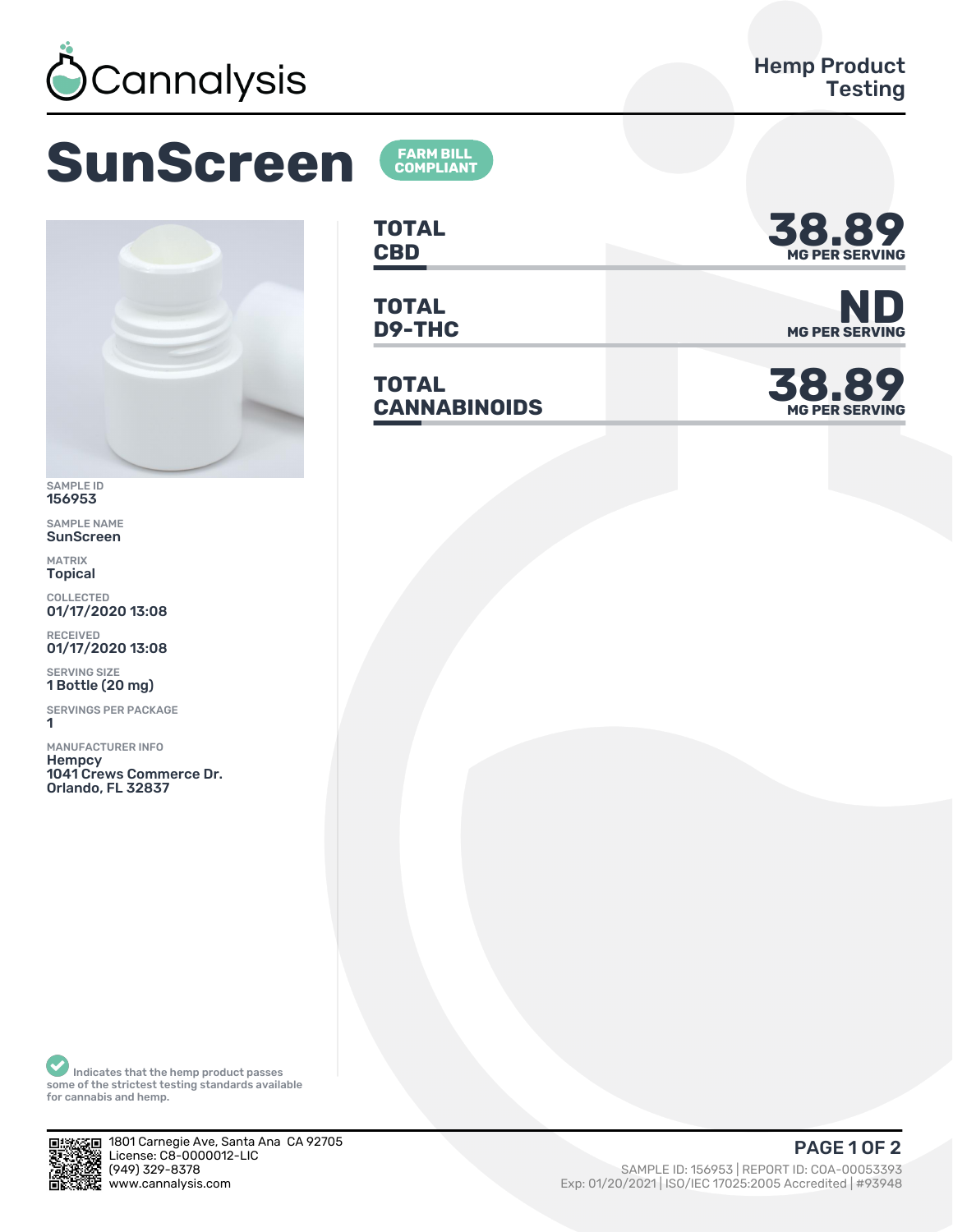Cannalysis

Hemp Product Testing

# SunScreen

**FARM BILL COMPLIANT**

| | |
|---|---|
| **TOTAL CBD** | **38.89** MG PER SERVING |
| **TOTAL D9-THC** | **ND** MG PER SERVING |
| **TOTAL CANNABINOIDS** | **38.89** MG PER SERVING |

SAMPLE ID
156953

SAMPLE NAME
SunScreen

MATRIX
Topical

COLLECTED
01/17/2020 13:08

RECEIVED
01/17/2020 13:08

SERVING SIZE
1 Bottle (20 mg)

SERVINGS PER PACKAGE
1

MANUFACTURER INFO
Hempcy
1041 Crews Commerce Dr.
Orlando, FL 32837

Indicates that the hemp product passes some of the strictest testing standards available for cannabis and hemp.

1801 Carnegie Ave, Santa Ana CA 92705
License: C8-0000012-LIC
(949) 329-8378
www.cannalysis.com

SAMPLE ID: 156953 | REPORT ID: COA-00053393
Exp: 01/20/2021 | ISO/IEC 17025:2005 Accredited | #93948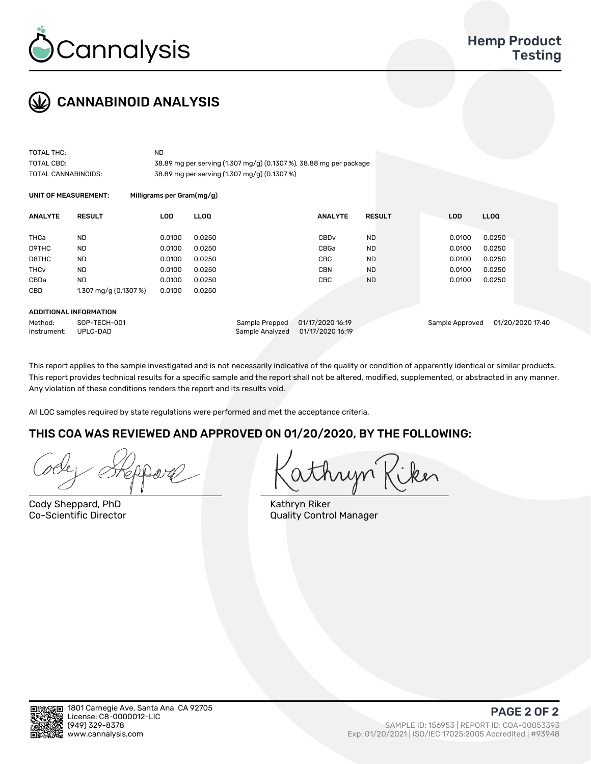# CANNABINOID ANALYSIS

| | |
|---|---|
| TOTAL THC: | ND |
| TOTAL CBD: | 38.89 mg per serving (1.307 mg/g) (0.1307 %), 38.88 mg per package |
| TOTAL CANNABINOIDS: | 38.89 mg per serving (1.307 mg/g) (0.1307 %) |

**UNIT OF MEASUREMENT:** Milligrams per Gram(mg/g)

| ANALYTE | RESULT | LOD | LLOQ | ANALYTE | RESULT | LOD | LLOQ |
|---|---|---|---|---|---|---|---|
| THCa | ND | 0.0100 | 0.0250 | CBDv | ND | 0.0100 | 0.0250 |
| D9THC | ND | 0.0100 | 0.0250 | CBGa | ND | 0.0100 | 0.0250 |
| D8THC | ND | 0.0100 | 0.0250 | CBG | ND | 0.0100 | 0.0250 |
| THCv | ND | 0.0100 | 0.0250 | CBN | ND | 0.0100 | 0.0250 |
| CBDa | ND | 0.0100 | 0.0250 | CBC | ND | 0.0100 | 0.0250 |
| CBD | 1.307 mg/g (0.1307 %) | 0.0100 | 0.0250 | | | | |

**ADDITIONAL INFORMATION**

| | | | | | |
|---|---|---|---|---|---|
| Method: | SOP-TECH-001 | Sample Prepped | 01/17/2020 16:19 | Sample Approved | 01/20/2020 17:40 |
| Instrument: | UPLC-DAD | Sample Analyzed | 01/17/2020 16:19 | | |

This report applies to the sample investigated and is not necessarily indicative of the quality or condition of apparently identical or similar products. This report provides technical results for a specific sample and the report shall not be altered, modified, supplemented, or abstracted in any manner. Any violation of these conditions renders the report and its results void.

All LQC samples required by state regulations were performed and met the acceptance criteria.

## THIS COA WAS REVIEWED AND APPROVED ON 01/20/2020, BY THE FOLLOWING:

Cody Sheppard, PhD
Co-Scientific Director

Kathryn Riker
Quality Control Manager

1801 Carnegie Ave, Santa Ana CA 92705
License: C8-0000012-LIC
(949) 329-8378
www.cannalysis.com

SAMPLE ID: 156953 | REPORT ID: COA-00053393
Exp: 01/20/2021 | ISO/IEC 17025:2005 Accredited | #93948